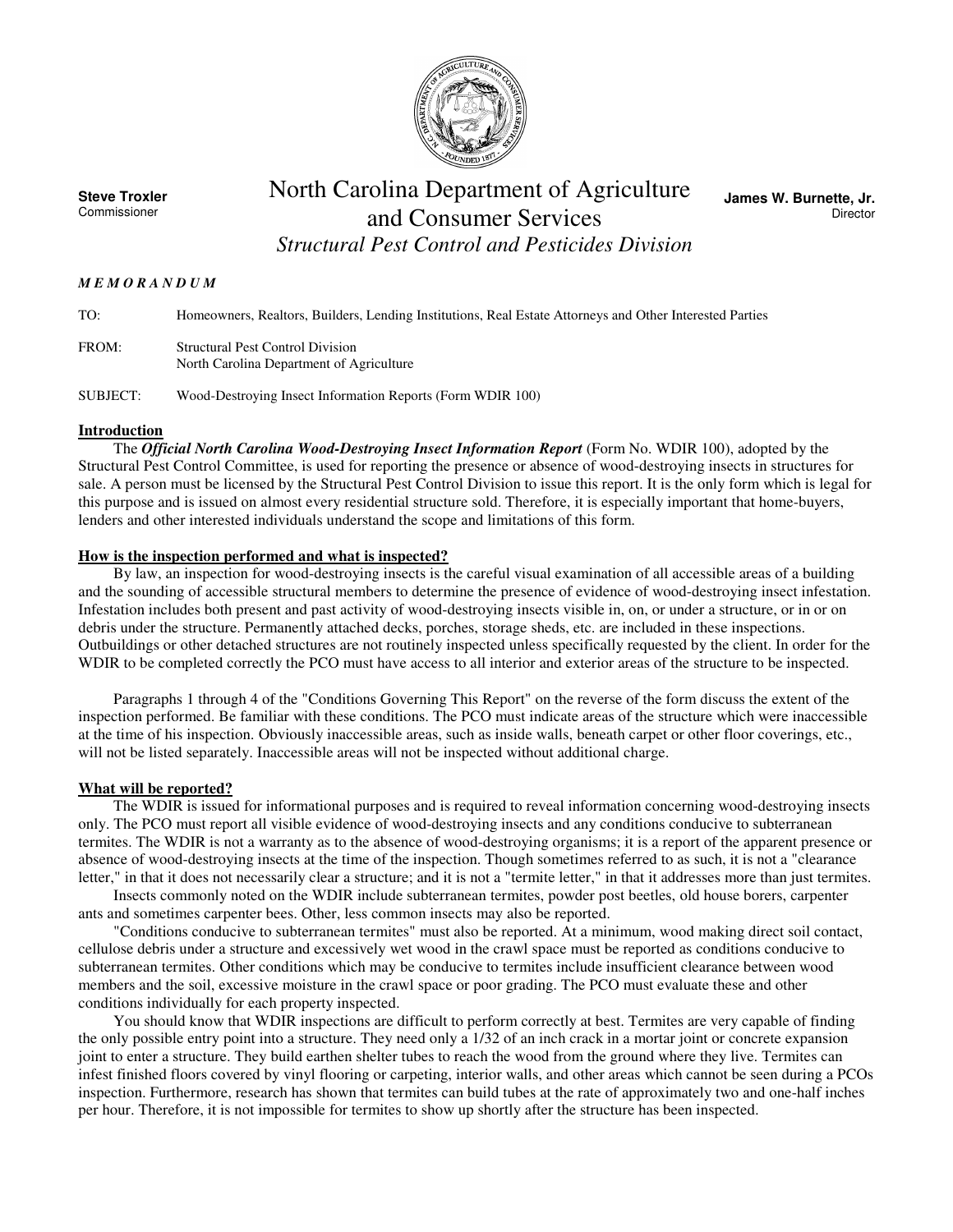**Steve Troxler**
Commissioner

# North Carolina Department of Agriculture and Consumer Services

*Structural Pest Control and Pesticides Division*

**James W. Burnette, Jr.**
Director

***M E M O R A N D U M***

TO: Homeowners, Realtors, Builders, Lending Institutions, Real Estate Attorneys and Other Interested Parties

FROM: Structural Pest Control Division
North Carolina Department of Agriculture

SUBJECT: Wood-Destroying Insect Information Reports (Form WDIR 100)

## Introduction

The ***Official North Carolina Wood-Destroying Insect Information Report*** (Form No. WDIR 100), adopted by the Structural Pest Control Committee, is used for reporting the presence or absence of wood-destroying insects in structures for sale. A person must be licensed by the Structural Pest Control Division to issue this report. It is the only form which is legal for this purpose and is issued on almost every residential structure sold. Therefore, it is especially important that home-buyers, lenders and other interested individuals understand the scope and limitations of this form.

## How is the inspection performed and what is inspected?

By law, an inspection for wood-destroying insects is the careful visual examination of all accessible areas of a building and the sounding of accessible structural members to determine the presence of evidence of wood-destroying insect infestation. Infestation includes both present and past activity of wood-destroying insects visible in, on, or under a structure, or in or on debris under the structure. Permanently attached decks, porches, storage sheds, etc. are included in these inspections. Outbuildings or other detached structures are not routinely inspected unless specifically requested by the client. In order for the WDIR to be completed correctly the PCO must have access to all interior and exterior areas of the structure to be inspected.

Paragraphs 1 through 4 of the "Conditions Governing This Report" on the reverse of the form discuss the extent of the inspection performed. Be familiar with these conditions. The PCO must indicate areas of the structure which were inaccessible at the time of his inspection. Obviously inaccessible areas, such as inside walls, beneath carpet or other floor coverings, etc., will not be listed separately. Inaccessible areas will not be inspected without additional charge.

## What will be reported?

The WDIR is issued for informational purposes and is required to reveal information concerning wood-destroying insects only. The PCO must report all visible evidence of wood-destroying insects and any conditions conducive to subterranean termites. The WDIR is not a warranty as to the absence of wood-destroying organisms; it is a report of the apparent presence or absence of wood-destroying insects at the time of the inspection. Though sometimes referred to as such, it is not a "clearance letter," in that it does not necessarily clear a structure; and it is not a "termite letter," in that it addresses more than just termites.

Insects commonly noted on the WDIR include subterranean termites, powder post beetles, old house borers, carpenter ants and sometimes carpenter bees. Other, less common insects may also be reported.

"Conditions conducive to subterranean termites" must also be reported. At a minimum, wood making direct soil contact, cellulose debris under a structure and excessively wet wood in the crawl space must be reported as conditions conducive to subterranean termites. Other conditions which may be conducive to termites include insufficient clearance between wood members and the soil, excessive moisture in the crawl space or poor grading. The PCO must evaluate these and other conditions individually for each property inspected.

You should know that WDIR inspections are difficult to perform correctly at best. Termites are very capable of finding the only possible entry point into a structure. They need only a 1/32 of an inch crack in a mortar joint or concrete expansion joint to enter a structure. They build earthen shelter tubes to reach the wood from the ground where they live. Termites can infest finished floors covered by vinyl flooring or carpeting, interior walls, and other areas which cannot be seen during a PCOs inspection. Furthermore, research has shown that termites can build tubes at the rate of approximately two and one-half inches per hour. Therefore, it is not impossible for termites to show up shortly after the structure has been inspected.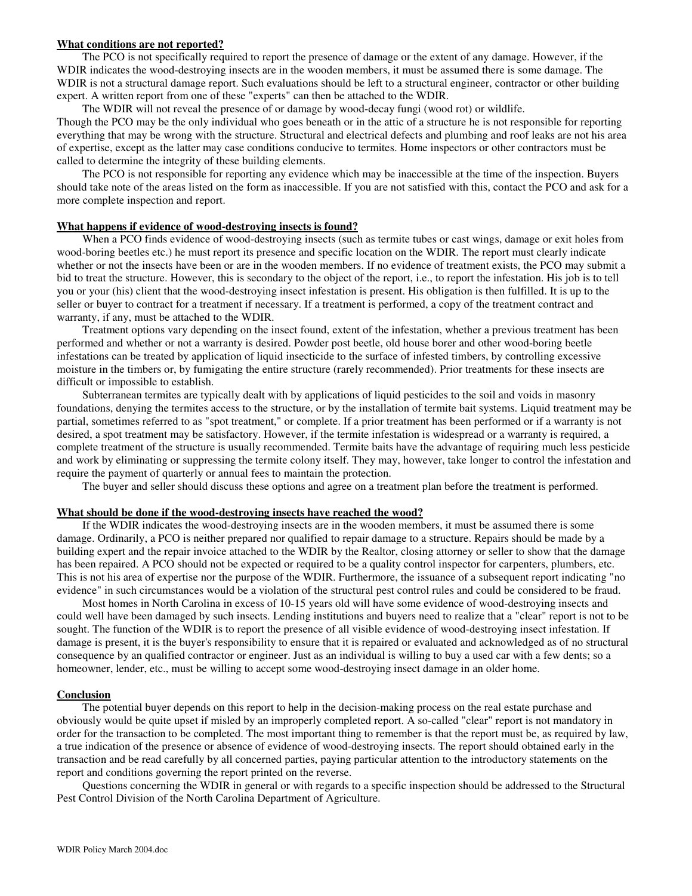**What conditions are not reported?**

The PCO is not specifically required to report the presence of damage or the extent of any damage. However, if the WDIR indicates the wood-destroying insects are in the wooden members, it must be assumed there is some damage. The WDIR is not a structural damage report. Such evaluations should be left to a structural engineer, contractor or other building expert. A written report from one of these "experts" can then be attached to the WDIR.

The WDIR will not reveal the presence of or damage by wood-decay fungi (wood rot) or wildlife. Though the PCO may be the only individual who goes beneath or in the attic of a structure he is not responsible for reporting everything that may be wrong with the structure. Structural and electrical defects and plumbing and roof leaks are not his area of expertise, except as the latter may case conditions conducive to termites. Home inspectors or other contractors must be called to determine the integrity of these building elements.

The PCO is not responsible for reporting any evidence which may be inaccessible at the time of the inspection. Buyers should take note of the areas listed on the form as inaccessible. If you are not satisfied with this, contact the PCO and ask for a more complete inspection and report.

**What happens if evidence of wood-destroying insects is found?**

When a PCO finds evidence of wood-destroying insects (such as termite tubes or cast wings, damage or exit holes from wood-boring beetles etc.) he must report its presence and specific location on the WDIR. The report must clearly indicate whether or not the insects have been or are in the wooden members. If no evidence of treatment exists, the PCO may submit a bid to treat the structure. However, this is secondary to the object of the report, i.e., to report the infestation. His job is to tell you or your (his) client that the wood-destroying insect infestation is present. His obligation is then fulfilled. It is up to the seller or buyer to contract for a treatment if necessary. If a treatment is performed, a copy of the treatment contract and warranty, if any, must be attached to the WDIR.

Treatment options vary depending on the insect found, extent of the infestation, whether a previous treatment has been performed and whether or not a warranty is desired. Powder post beetle, old house borer and other wood-boring beetle infestations can be treated by application of liquid insecticide to the surface of infested timbers, by controlling excessive moisture in the timbers or, by fumigating the entire structure (rarely recommended). Prior treatments for these insects are difficult or impossible to establish.

Subterranean termites are typically dealt with by applications of liquid pesticides to the soil and voids in masonry foundations, denying the termites access to the structure, or by the installation of termite bait systems. Liquid treatment may be partial, sometimes referred to as "spot treatment," or complete. If a prior treatment has been performed or if a warranty is not desired, a spot treatment may be satisfactory. However, if the termite infestation is widespread or a warranty is required, a complete treatment of the structure is usually recommended. Termite baits have the advantage of requiring much less pesticide and work by eliminating or suppressing the termite colony itself. They may, however, take longer to control the infestation and require the payment of quarterly or annual fees to maintain the protection.

The buyer and seller should discuss these options and agree on a treatment plan before the treatment is performed.

**What should be done if the wood-destroying insects have reached the wood?**

If the WDIR indicates the wood-destroying insects are in the wooden members, it must be assumed there is some damage. Ordinarily, a PCO is neither prepared nor qualified to repair damage to a structure. Repairs should be made by a building expert and the repair invoice attached to the WDIR by the Realtor, closing attorney or seller to show that the damage has been repaired. A PCO should not be expected or required to be a quality control inspector for carpenters, plumbers, etc. This is not his area of expertise nor the purpose of the WDIR. Furthermore, the issuance of a subsequent report indicating "no evidence" in such circumstances would be a violation of the structural pest control rules and could be considered to be fraud.

Most homes in North Carolina in excess of 10-15 years old will have some evidence of wood-destroying insects and could well have been damaged by such insects. Lending institutions and buyers need to realize that a "clear" report is not to be sought. The function of the WDIR is to report the presence of all visible evidence of wood-destroying insect infestation. If damage is present, it is the buyer's responsibility to ensure that it is repaired or evaluated and acknowledged as of no structural consequence by an qualified contractor or engineer. Just as an individual is willing to buy a used car with a few dents; so a homeowner, lender, etc., must be willing to accept some wood-destroying insect damage in an older home.

**Conclusion**

The potential buyer depends on this report to help in the decision-making process on the real estate purchase and obviously would be quite upset if misled by an improperly completed report. A so-called "clear" report is not mandatory in order for the transaction to be completed. The most important thing to remember is that the report must be, as required by law, a true indication of the presence or absence of evidence of wood-destroying insects. The report should obtained early in the transaction and be read carefully by all concerned parties, paying particular attention to the introductory statements on the report and conditions governing the report printed on the reverse.

Questions concerning the WDIR in general or with regards to a specific inspection should be addressed to the Structural Pest Control Division of the North Carolina Department of Agriculture.

WDIR Policy March 2004.doc